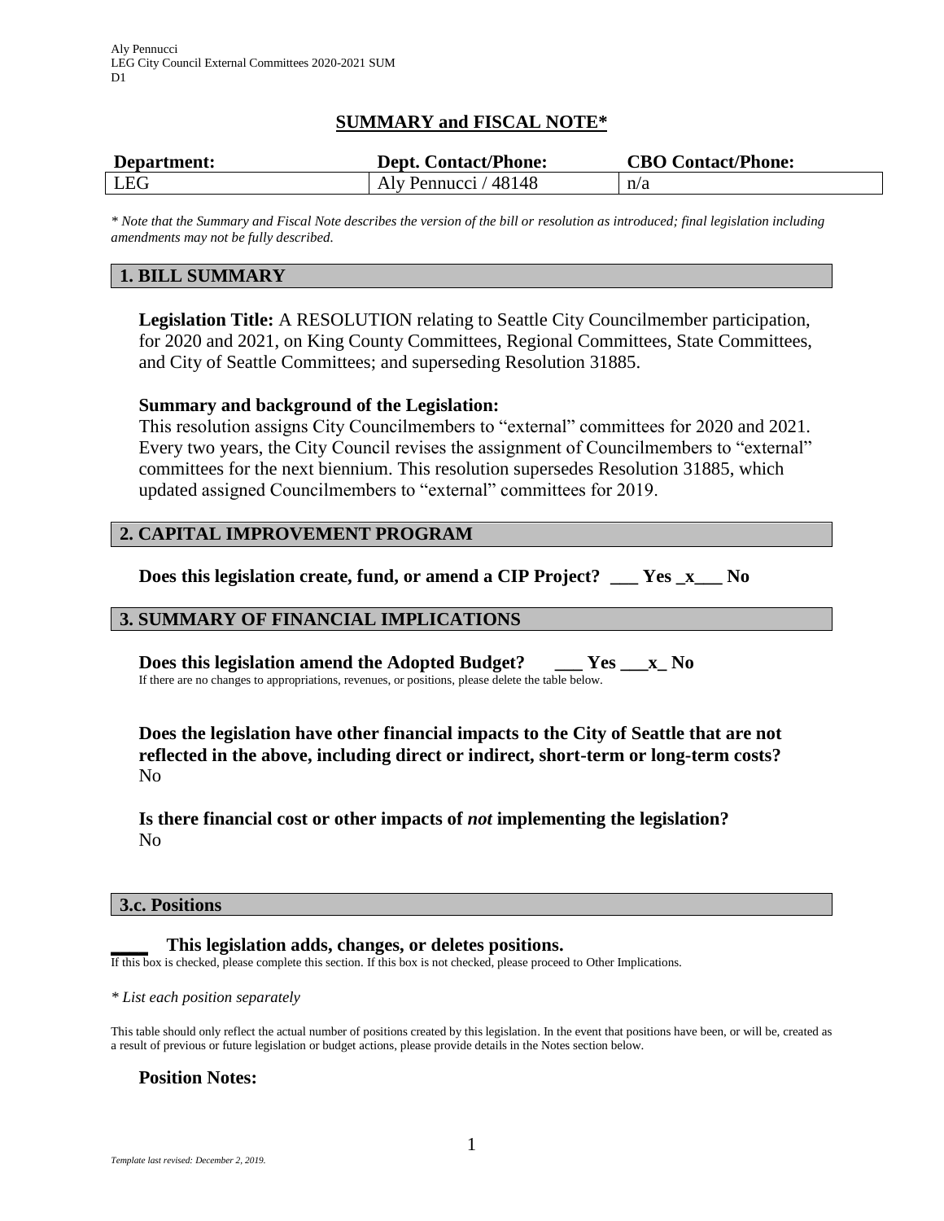Aly Pennucci
LEG City Council External Committees 2020-2021 SUM
D1

# SUMMARY and FISCAL NOTE*

| Department: | Dept. Contact/Phone: | CBO Contact/Phone: |
|---|---|---|
| LEG | Aly Pennucci / 48148 | n/a |

*\* Note that the Summary and Fiscal Note describes the version of the bill or resolution as introduced; final legislation including amendments may not be fully described.*

## 1. BILL SUMMARY

**Legislation Title:** A RESOLUTION relating to Seattle City Councilmember participation, for 2020 and 2021, on King County Committees, Regional Committees, State Committees, and City of Seattle Committees; and superseding Resolution 31885.

**Summary and background of the Legislation:**
This resolution assigns City Councilmembers to "external" committees for 2020 and 2021. Every two years, the City Council revises the assignment of Councilmembers to "external" committees for the next biennium. This resolution supersedes Resolution 31885, which updated assigned Councilmembers to "external" committees for 2019.

## 2. CAPITAL IMPROVEMENT PROGRAM

**Does this legislation create, fund, or amend a CIP Project? ___ Yes _x___ No**

## 3. SUMMARY OF FINANCIAL IMPLICATIONS

**Does this legislation amend the Adopted Budget? ___ Yes ___x_ No**
If there are no changes to appropriations, revenues, or positions, please delete the table below.

**Does the legislation have other financial impacts to the City of Seattle that are not reflected in the above, including direct or indirect, short-term or long-term costs?**
No

**Is there financial cost or other impacts of *not* implementing the legislation?**
No

## 3.c. Positions

**____ This legislation adds, changes, or deletes positions.**
If this box is checked, please complete this section. If this box is not checked, please proceed to Other Implications.

*\* List each position separately*

This table should only reflect the actual number of positions created by this legislation. In the event that positions have been, or will be, created as a result of previous or future legislation or budget actions, please provide details in the Notes section below.

**Position Notes:**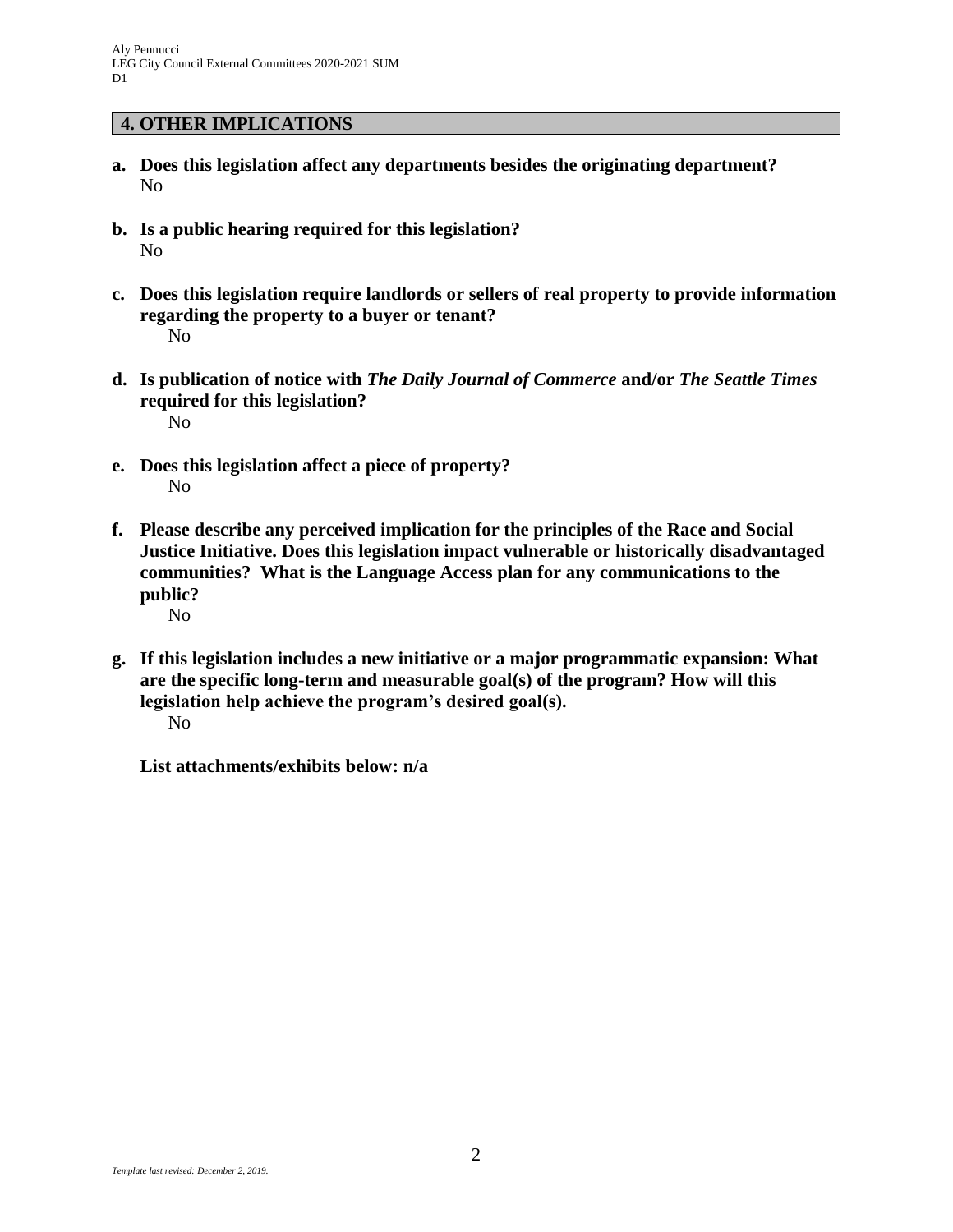## 4. OTHER IMPLICATIONS

**a. Does this legislation affect any departments besides the originating department?**
No

**b. Is a public hearing required for this legislation?**
No

**c. Does this legislation require landlords or sellers of real property to provide information regarding the property to a buyer or tenant?**
No

**d. Is publication of notice with *The Daily Journal of Commerce* and/or *The Seattle Times* required for this legislation?**
No

**e. Does this legislation affect a piece of property?**
No

**f. Please describe any perceived implication for the principles of the Race and Social Justice Initiative. Does this legislation impact vulnerable or historically disadvantaged communities? What is the Language Access plan for any communications to the public?**
No

**g. If this legislation includes a new initiative or a major programmatic expansion: What are the specific long-term and measurable goal(s) of the program? How will this legislation help achieve the program's desired goal(s).**
No

**List attachments/exhibits below: n/a**